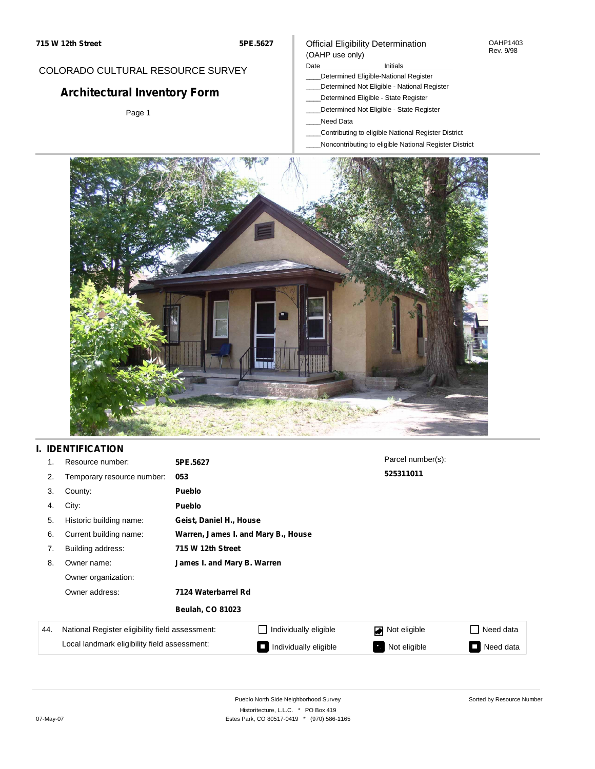715 W 12th Street

5PE.5627

COLORADO CULTURAL RESOURCE SURVEY

# Architectural Inventory Form

Page 1

Official Eligibility Determination
(OAHP use only)

OAHP1403
Rev. 9/98

Date ____________ Initials ____________

____Determined Eligible-National Register
____Determined Not Eligible - National Register
____Determined Eligible - State Register
____Determined Not Eligible - State Register
____Need Data
____Contributing to eligible National Register District
____Noncontributing to eligible National Register District

## I. IDENTIFICATION

| | | |
|---|---|---|
| 1. | Resource number: | **5PE.5627** |
| 2. | Temporary resource number: | **053** |
| 3. | County: | **Pueblo** |
| 4. | City: | **Pueblo** |
| 5. | Historic building name: | **Geist, Daniel H., House** |
| 6. | Current building name: | **Warren, James I. and Mary B., House** |
| 7. | Building address: | **715 W 12th Street** |
| 8. | Owner name: | **James I. and Mary B. Warren** |
| | Owner organization: | |
| | Owner address: | **7124 Waterbarrel Rd** |
| | | **Beulah, CO 81023** |

Parcel number(s):
**525311011**

| | | | | |
|---|---|---|---|---|
| 44. National Register eligibility field assessment: | ☐ Individually eligible | ☑ Not eligible | ☐ Need data |
| Local landmark eligibility field assessment: | ■ Individually eligible | ■ Not eligible | ■ Need data |

Pueblo North Side Neighborhood Survey
Historitecture, L.L.C. * PO Box 419
Estes Park, CO 80517-0419 * (970) 586-1165

Sorted by Resource Number

07-May-07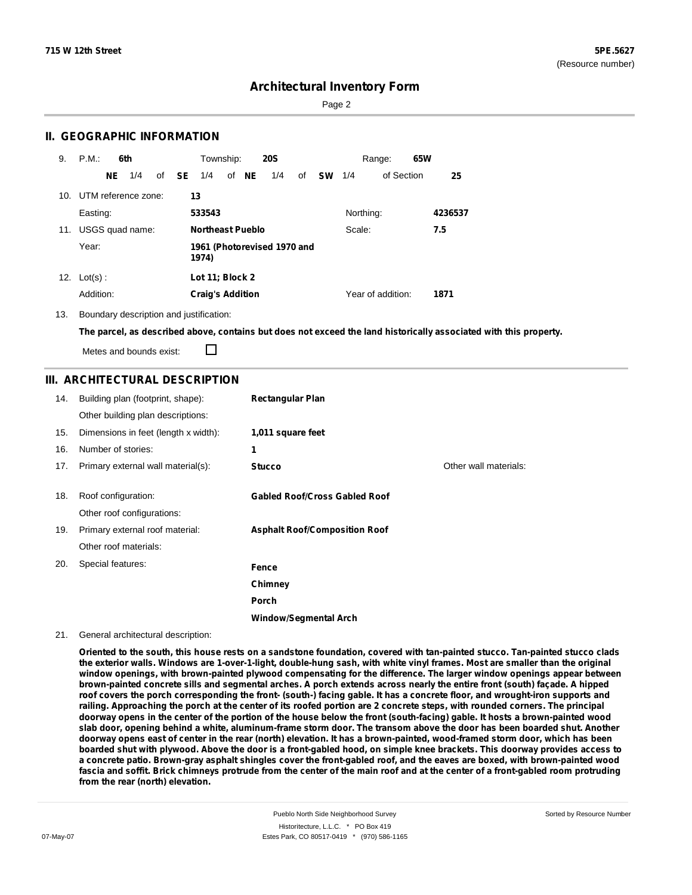# Architectural Inventory Form

## II. GEOGRAPHIC INFORMATION

9. P.M.: **6th** Township: **20S** Range: **65W**

**NE** 1/4 of **SE** 1/4 of **NE** 1/4 of **SW** 1/4 of Section **25**

10. UTM reference zone: **13**

Easting: **533543** Northing: **4236537**

11. USGS quad name: **Northeast Pueblo** Scale: **7.5**

Year: **1961 (Photorevised 1970 and 1974)**

12. Lot(s): **Lot 11; Block 2**

Addition: **Craig's Addition** Year of addition: **1871**

13. Boundary description and justification:

**The parcel, as described above, contains but does not exceed the land historically associated with this property.**

Metes and bounds exist: ☐

## III. ARCHITECTURAL DESCRIPTION

14. Building plan (footprint, shape): **Rectangular Plan**

Other building plan descriptions:

15. Dimensions in feet (length x width): **1,011 square feet**

16. Number of stories: **1**

17. Primary external wall material(s): **Stucco** Other wall materials:

18. Roof configuration: **Gabled Roof/Cross Gabled Roof**

Other roof configurations:

19. Primary external roof material: **Asphalt Roof/Composition Roof**

Other roof materials:

20. Special features: **Fence**

**Chimney**

**Porch**

**Window/Segmental Arch**

21. General architectural description:

**Oriented to the south, this house rests on a sandstone foundation, covered with tan-painted stucco. Tan-painted stucco clads the exterior walls. Windows are 1-over-1-light, double-hung sash, with white vinyl frames. Most are smaller than the original window openings, with brown-painted plywood compensating for the difference. The larger window openings appear between brown-painted concrete sills and segmental arches. A porch extends across nearly the entire front (south) façade. A hipped roof covers the porch corresponding the front- (south-) facing gable. It has a concrete floor, and wrought-iron supports and railing. Approaching the porch at the center of its roofed portion are 2 concrete steps, with rounded corners. The principal doorway opens in the center of the portion of the house below the front (south-facing) gable. It hosts a brown-painted wood slab door, opening behind a white, aluminum-frame storm door. The transom above the door has been boarded shut. Another doorway opens east of center in the rear (north) elevation. It has a brown-painted, wood-framed storm door, which has been boarded shut with plywood. Above the door is a front-gabled hood, on simple knee brackets. This doorway provides access to a concrete patio. Brown-gray asphalt shingles cover the front-gabled roof, and the eaves are boxed, with brown-painted wood fascia and soffit. Brick chimneys protrude from the center of the main roof and at the center of a front-gabled room protruding from the rear (north) elevation.**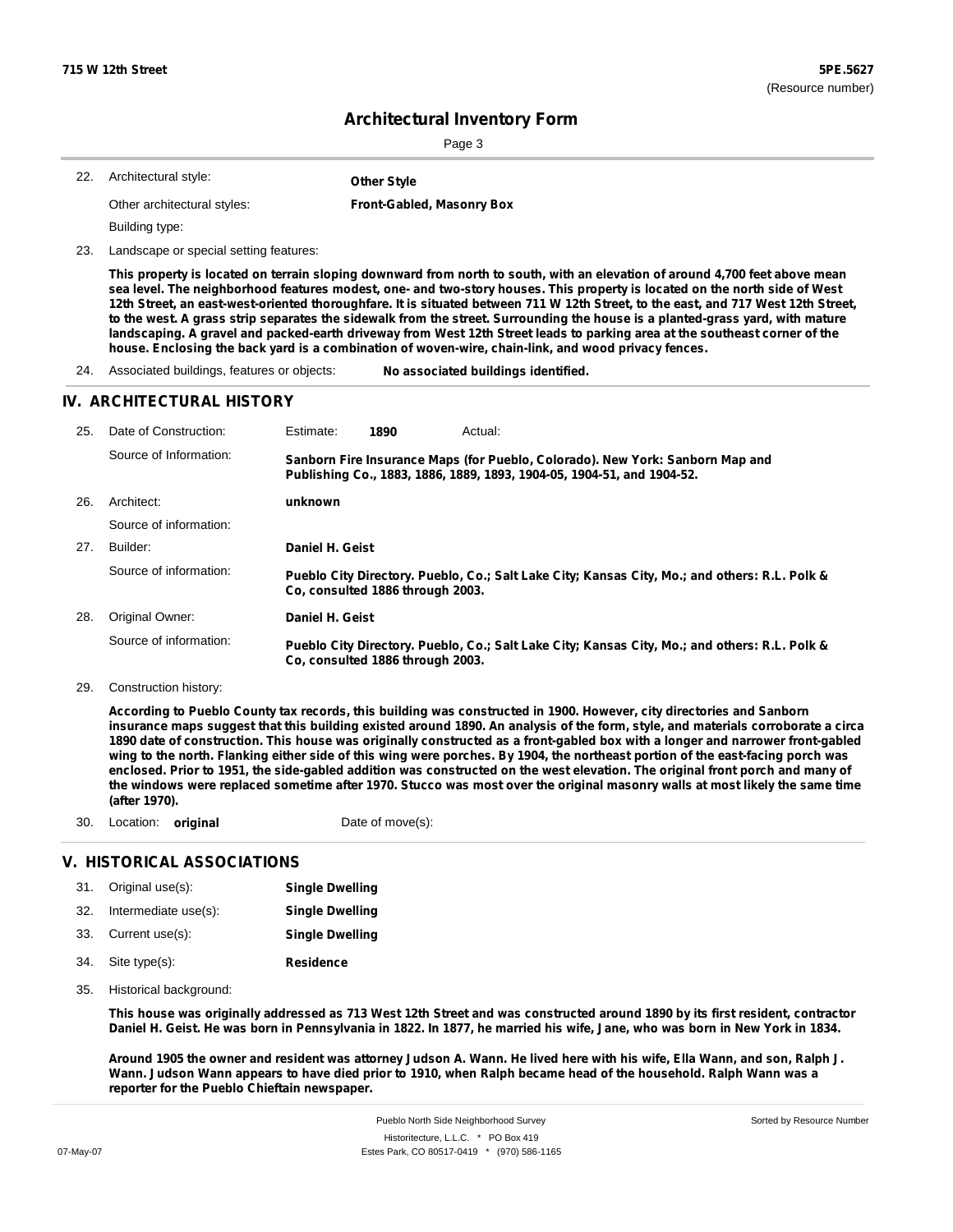**715 W 12th Street** | **5PE.5627** (Resource number)

## Architectural Inventory Form

22. Architectural style: **Other Style**

    Other architectural styles: **Front-Gabled, Masonry Box**

    Building type:

23. Landscape or special setting features:

    **This property is located on terrain sloping downward from north to south, with an elevation of around 4,700 feet above mean sea level. The neighborhood features modest, one- and two-story houses. This property is located on the north side of West 12th Street, an east-west-oriented thoroughfare. It is situated between 711 W 12th Street, to the east, and 717 West 12th Street, to the west. A grass strip separates the sidewalk from the street. Surrounding the house is a planted-grass yard, with mature landscaping. A gravel and packed-earth driveway from West 12th Street leads to parking area at the southeast corner of the house. Enclosing the back yard is a combination of woven-wire, chain-link, and wood privacy fences.**

24. Associated buildings, features or objects: **No associated buildings identified.**

## IV. ARCHITECTURAL HISTORY

25. Date of Construction: Estimate: **1890** Actual:

    Source of Information: **Sanborn Fire Insurance Maps (for Pueblo, Colorado). New York: Sanborn Map and Publishing Co., 1883, 1886, 1889, 1893, 1904-05, 1904-51, and 1904-52.**

26. Architect: **unknown**

    Source of information:

27. Builder: **Daniel H. Geist**

    Source of information: **Pueblo City Directory. Pueblo, Co.; Salt Lake City; Kansas City, Mo.; and others: R.L. Polk & Co, consulted 1886 through 2003.**

28. Original Owner: **Daniel H. Geist**

    Source of information: **Pueblo City Directory. Pueblo, Co.; Salt Lake City; Kansas City, Mo.; and others: R.L. Polk & Co, consulted 1886 through 2003.**

29. Construction history:

    **According to Pueblo County tax records, this building was constructed in 1900. However, city directories and Sanborn insurance maps suggest that this building existed around 1890. An analysis of the form, style, and materials corroborate a circa 1890 date of construction. This house was originally constructed as a front-gabled box with a longer and narrower front-gabled wing to the north. Flanking either side of this wing were porches. By 1904, the northeast portion of the east-facing porch was enclosed. Prior to 1951, the side-gabled addition was constructed on the west elevation. The original front porch and many of the windows were replaced sometime after 1970. Stucco was most over the original masonry walls at most likely the same time (after 1970).**

30. Location: **original** Date of move(s):

## V. HISTORICAL ASSOCIATIONS

31. Original use(s): **Single Dwelling**
32. Intermediate use(s): **Single Dwelling**
33. Current use(s): **Single Dwelling**
34. Site type(s): **Residence**
35. Historical background:

    **This house was originally addressed as 713 West 12th Street and was constructed around 1890 by its first resident, contractor Daniel H. Geist. He was born in Pennsylvania in 1822. In 1877, he married his wife, Jane, who was born in New York in 1834.**

    **Around 1905 the owner and resident was attorney Judson A. Wann. He lived here with his wife, Ella Wann, and son, Ralph J. Wann. Judson Wann appears to have died prior to 1910, when Ralph became head of the household. Ralph Wann was a reporter for the Pueblo Chieftain newspaper.**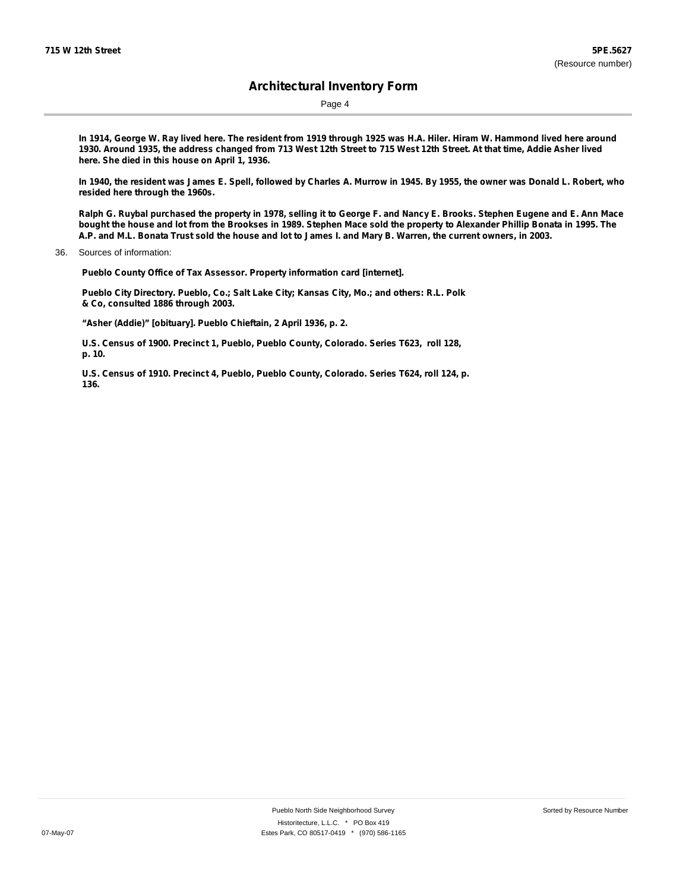In 1914, George W. Ray lived here. The resident from 1919 through 1925 was H.A. Hiler. Hiram W. Hammond lived here around 1930. Around 1935, the address changed from 713 West 12th Street to 715 West 12th Street. At that time, Addie Asher lived here. She died in this house on April 1, 1936.

In 1940, the resident was James E. Spell, followed by Charles A. Murrow in 1945. By 1955, the owner was Donald L. Robert, who resided here through the 1960s.

Ralph G. Ruybal purchased the property in 1978, selling it to George F. and Nancy E. Brooks. Stephen Eugene and E. Ann Mace bought the house and lot from the Brookses in 1989. Stephen Mace sold the property to Alexander Phillip Bonata in 1995. The A.P. and M.L. Bonata Trust sold the house and lot to James I. and Mary B. Warren, the current owners, in 2003.

36. Sources of information:

Pueblo County Office of Tax Assessor. Property information card [internet].

Pueblo City Directory. Pueblo, Co.; Salt Lake City; Kansas City, Mo.; and others: R.L. Polk & Co, consulted 1886 through 2003.

"Asher (Addie)" [obituary]. Pueblo Chieftain, 2 April 1936, p. 2.

U.S. Census of 1900. Precinct 1, Pueblo, Pueblo County, Colorado. Series T623, roll 128, p. 10.

U.S. Census of 1910. Precinct 4, Pueblo, Pueblo County, Colorado. Series T624, roll 124, p. 136.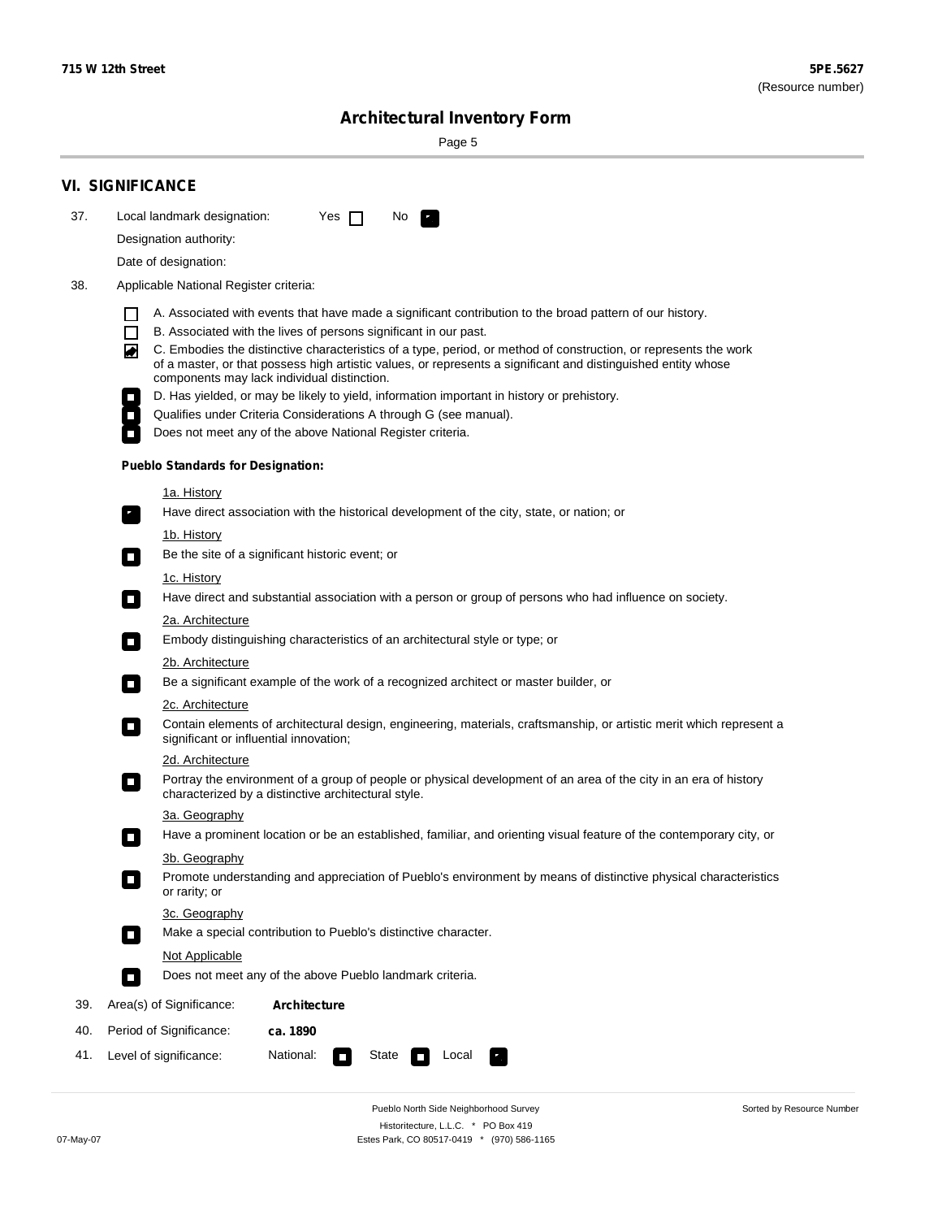## VI. SIGNIFICANCE

37. Local landmark designation: Yes ☐ No ☑

Designation authority:

Date of designation:

38. Applicable National Register criteria:

- ☐ A. Associated with events that have made a significant contribution to the broad pattern of our history.
- ☐ B. Associated with the lives of persons significant in our past.
- ☑ C. Embodies the distinctive characteristics of a type, period, or method of construction, or represents the work of a master, or that possess high artistic values, or represents a significant and distinguished entity whose components may lack individual distinction.
- ☐ D. Has yielded, or may be likely to yield, information important in history or prehistory.
- ☐ Qualifies under Criteria Considerations A through G (see manual).
- ☐ Does not meet any of the above National Register criteria.

**Pueblo Standards for Designation:**

1a. History
- ☑ Have direct association with the historical development of the city, state, or nation; or

1b. History
- ☐ Be the site of a significant historic event; or

1c. History
- ☐ Have direct and substantial association with a person or group of persons who had influence on society.

2a. Architecture
- ☐ Embody distinguishing characteristics of an architectural style or type; or

2b. Architecture
- ☐ Be a significant example of the work of a recognized architect or master builder, or

2c. Architecture
- ☐ Contain elements of architectural design, engineering, materials, craftsmanship, or artistic merit which represent a significant or influential innovation;

2d. Architecture
- ☐ Portray the environment of a group of people or physical development of an area of the city in an era of history characterized by a distinctive architectural style.

3a. Geography
- ☐ Have a prominent location or be an established, familiar, and orienting visual feature of the contemporary city, or

3b. Geography
- ☐ Promote understanding and appreciation of Pueblo's environment by means of distinctive physical characteristics or rarity; or

3c. Geography
- ☐ Make a special contribution to Pueblo's distinctive character.

Not Applicable
- ☐ Does not meet any of the above Pueblo landmark criteria.

39. Area(s) of Significance: **Architecture**

40. Period of Significance: **ca. 1890**

41. Level of significance: National: ☐ State ☐ Local ☑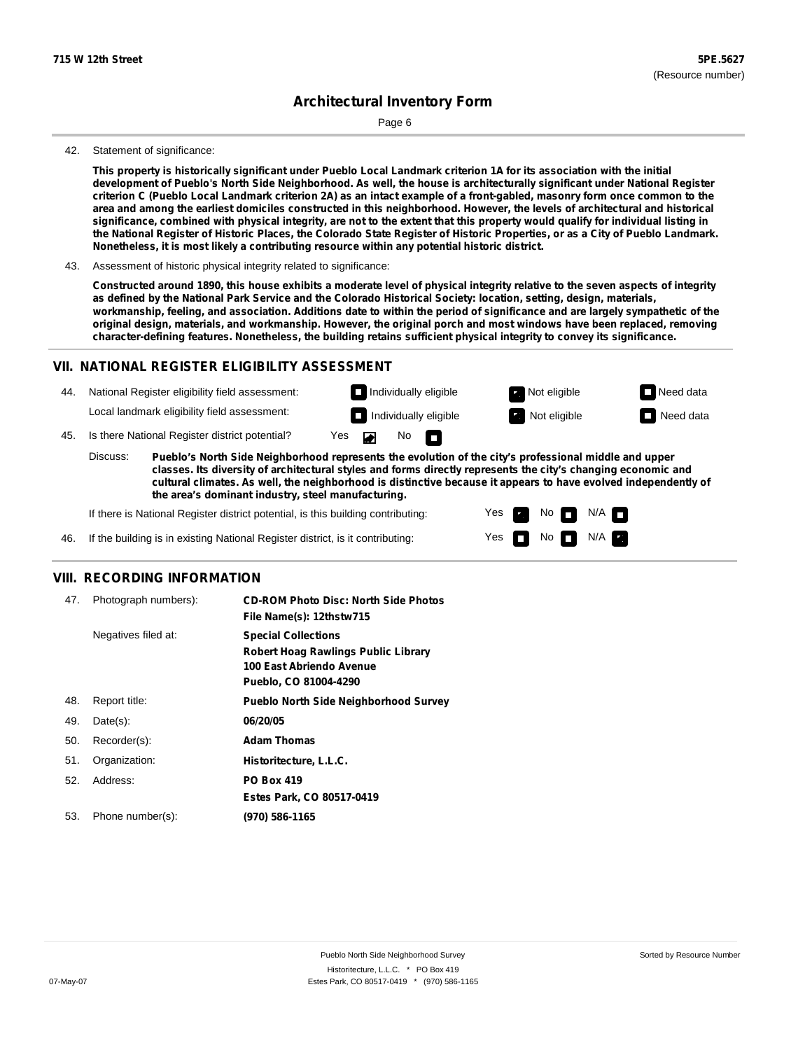**715 W 12th Street** **5PE.5627**
(Resource number)

## Architectural Inventory Form

42. Statement of significance:

**This property is historically significant under Pueblo Local Landmark criterion 1A for its association with the initial development of Pueblo's North Side Neighborhood. As well, the house is architecturally significant under National Register criterion C (Pueblo Local Landmark criterion 2A) as an intact example of a front-gabled, masonry form once common to the area and among the earliest domiciles constructed in this neighborhood. However, the levels of architectural and historical significance, combined with physical integrity, are not to the extent that this property would qualify for individual listing in the National Register of Historic Places, the Colorado State Register of Historic Properties, or as a City of Pueblo Landmark. Nonetheless, it is most likely a contributing resource within any potential historic district.**

43. Assessment of historic physical integrity related to significance:

**Constructed around 1890, this house exhibits a moderate level of physical integrity relative to the seven aspects of integrity as defined by the National Park Service and the Colorado Historical Society: location, setting, design, materials, workmanship, feeling, and association. Additions date to within the period of significance and are largely sympathetic of the original design, materials, and workmanship. However, the original porch and most windows have been replaced, removing character-defining features. Nonetheless, the building retains sufficient physical integrity to convey its significance.**

## VII. NATIONAL REGISTER ELIGIBILITY ASSESSMENT

44. National Register eligibility field assessment: ☐ Individually eligible ☑ Not eligible ☐ Need data

Local landmark eligibility field assessment: ☐ Individually eligible ☑ Not eligible ☐ Need data

45. Is there National Register district potential? Yes ☑ No ☐

Discuss: **Pueblo's North Side Neighborhood represents the evolution of the city's professional middle and upper classes. Its diversity of architectural styles and forms directly represents the city's changing economic and cultural climates. As well, the neighborhood is distinctive because it appears to have evolved independently of the area's dominant industry, steel manufacturing.**

If there is National Register district potential, is this building contributing: Yes ☑ No ☐ N/A ☐

46. If the building is in existing National Register district, is it contributing: Yes ☐ No ☐ N/A ☑

## VIII. RECORDING INFORMATION

| | | |
|---|---|---|
| 47. | Photograph numbers): | **CD-ROM Photo Disc: North Side Photos**<br>**File Name(s): 12thstw715** |
| | Negatives filed at: | **Special Collections**<br>**Robert Hoag Rawlings Public Library**<br>**100 East Abriendo Avenue**<br>**Pueblo, CO 81004-4290** |
| 48. | Report title: | **Pueblo North Side Neighborhood Survey** |
| 49. | Date(s): | **06/20/05** |
| 50. | Recorder(s): | **Adam Thomas** |
| 51. | Organization: | **Historitecture, L.L.C.** |
| 52. | Address: | **PO Box 419**<br>**Estes Park, CO 80517-0419** |
| 53. | Phone number(s): | **(970) 586-1165** |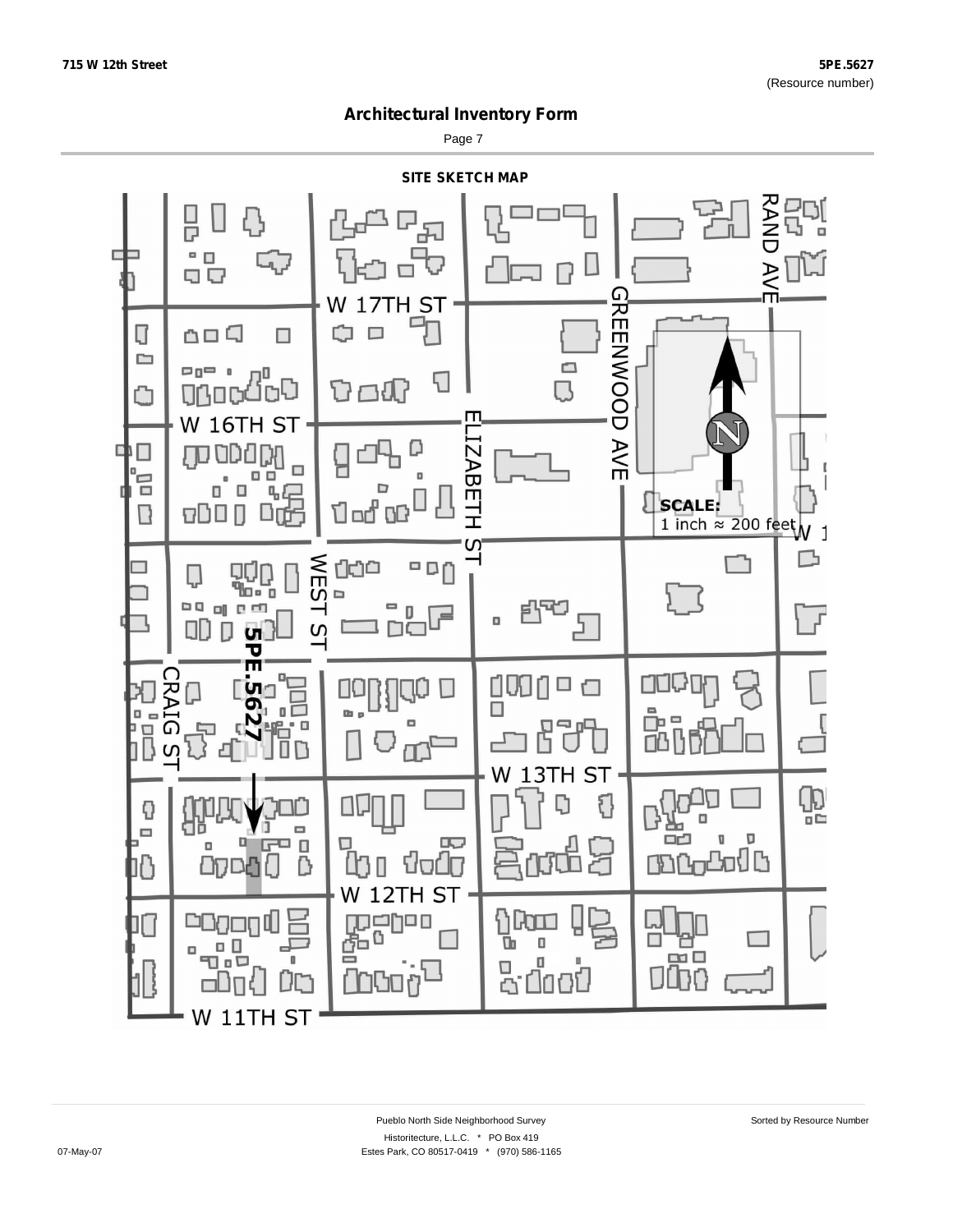## Architectural Inventory Form

715 W 12th Street

5PE.5627
(Resource number)

### SITE SKETCH MAP

W 17TH ST
W 16TH ST
W 13TH ST
W 12TH ST
W 11TH ST
RAND AVE
GREENWOOD AVE
ELIZABETH ST
WEST ST
CRAIG ST
5PE.5627
SCALE:
1 inch ≈ 200 feet

Pueblo North Side Neighborhood Survey

Historitecture, L.L.C. * PO Box 419
Estes Park, CO 80517-0419 * (970) 586-1165

Sorted by Resource Number

07-May-07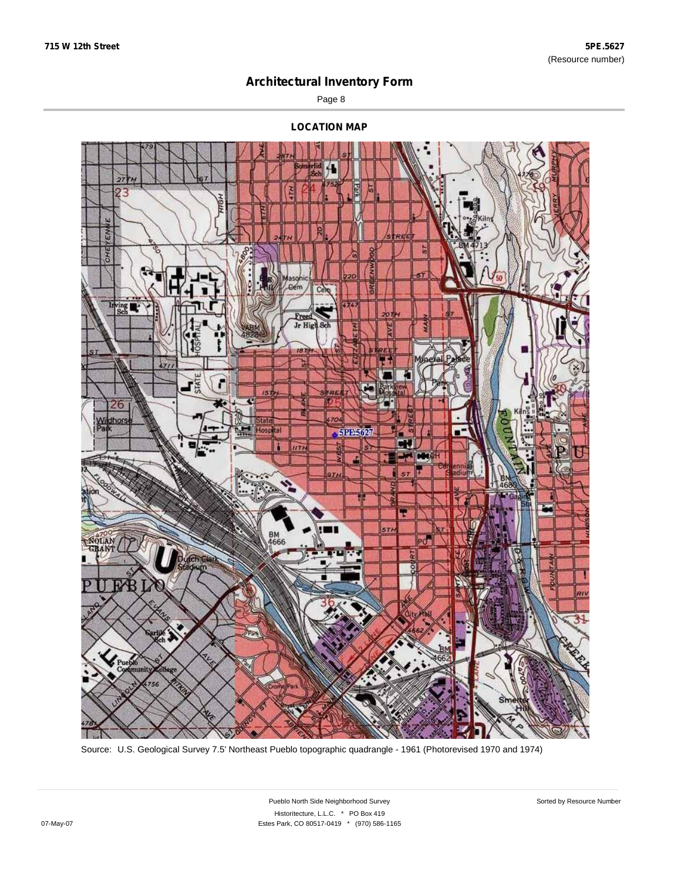## Architectural Inventory Form

### LOCATION MAP

Source: U.S. Geological Survey 7.5' Northeast Pueblo topographic quadrangle - 1961 (Photorevised 1970 and 1974)